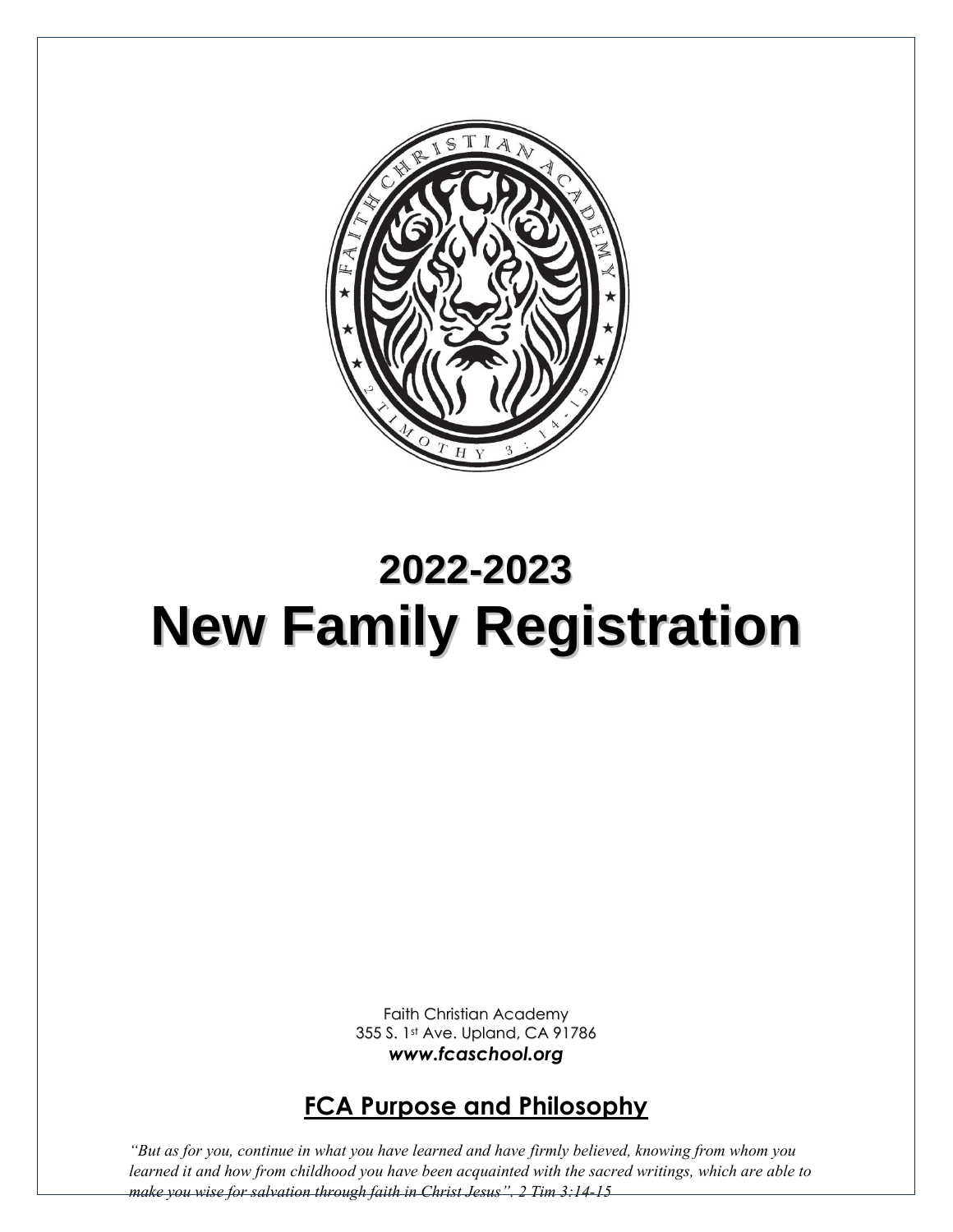# 2022-2023
# New Family Registration

Faith Christian Academy
355 S. 1st Ave. Upland, CA 91786
***www.fcaschool.org***

## FCA Purpose and Philosophy

*"But as for you, continue in what you have learned and have firmly believed, knowing from whom you learned it and how from childhood you have been acquainted with the sacred writings, which are able to make you wise for salvation through faith in Christ Jesus". 2 Tim 3:14-15*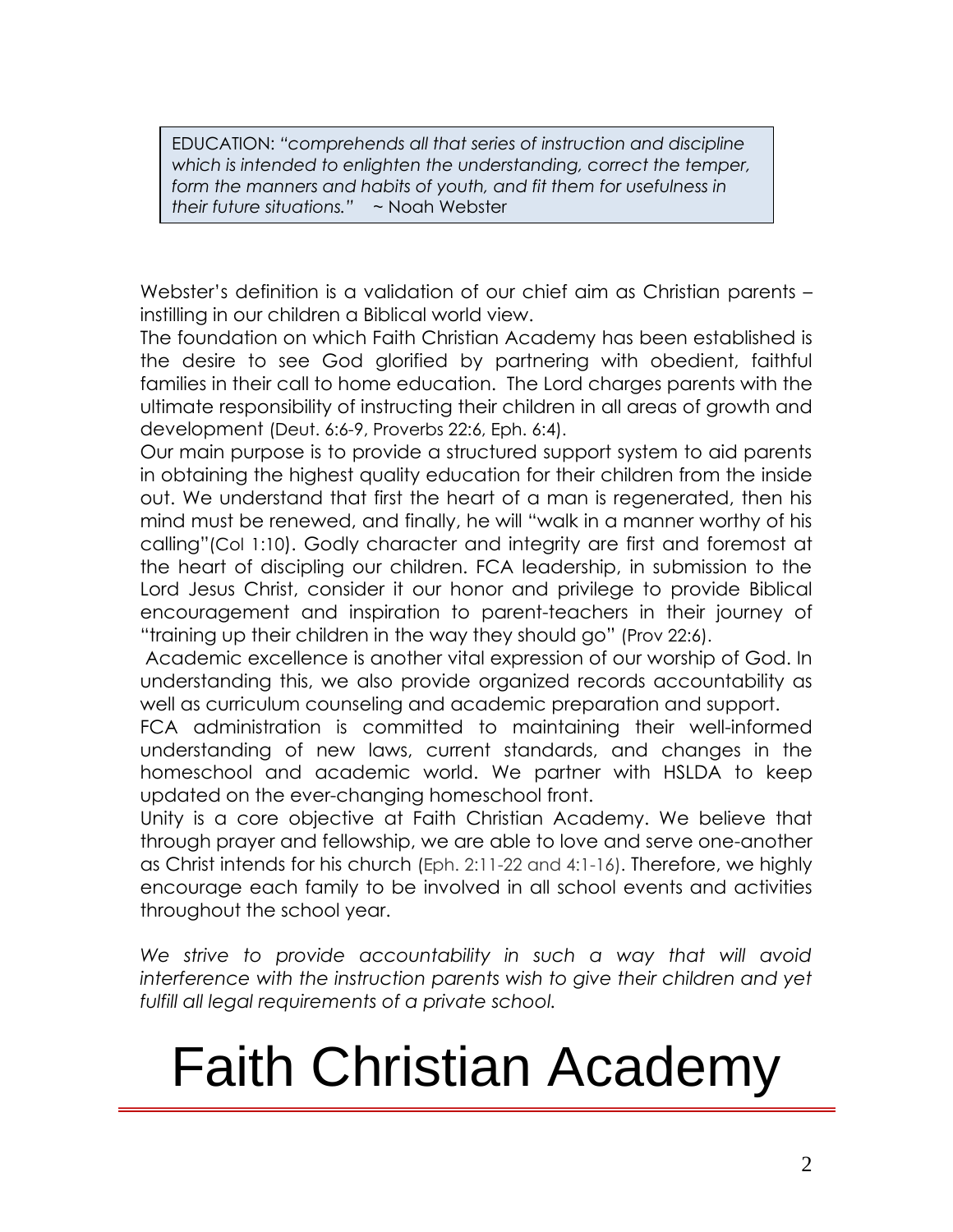> EDUCATION: *"comprehends all that series of instruction and discipline which is intended to enlighten the understanding, correct the temper, form the manners and habits of youth, and fit them for usefulness in their future situations."* ~ Noah Webster

Webster's definition is a validation of our chief aim as Christian parents – instilling in our children a Biblical world view.

The foundation on which Faith Christian Academy has been established is the desire to see God glorified by partnering with obedient, faithful families in their call to home education. The Lord charges parents with the ultimate responsibility of instructing their children in all areas of growth and development (Deut. 6:6-9, Proverbs 22:6, Eph. 6:4).

Our main purpose is to provide a structured support system to aid parents in obtaining the highest quality education for their children from the inside out. We understand that first the heart of a man is regenerated, then his mind must be renewed, and finally, he will "walk in a manner worthy of his calling"(Col 1:10). Godly character and integrity are first and foremost at the heart of discipling our children. FCA leadership, in submission to the Lord Jesus Christ, consider it our honor and privilege to provide Biblical encouragement and inspiration to parent-teachers in their journey of "training up their children in the way they should go" (Prov 22:6).

Academic excellence is another vital expression of our worship of God. In understanding this, we also provide organized records accountability as well as curriculum counseling and academic preparation and support.

FCA administration is committed to maintaining their well-informed understanding of new laws, current standards, and changes in the homeschool and academic world. We partner with HSLDA to keep updated on the ever-changing homeschool front.

Unity is a core objective at Faith Christian Academy. We believe that through prayer and fellowship, we are able to love and serve one-another as Christ intends for his church (Eph. 2:11-22 and 4:1-16). Therefore, we highly encourage each family to be involved in all school events and activities throughout the school year.

*We strive to provide accountability in such a way that will avoid interference with the instruction parents wish to give their children and yet fulfill all legal requirements of a private school.*

# Faith Christian Academy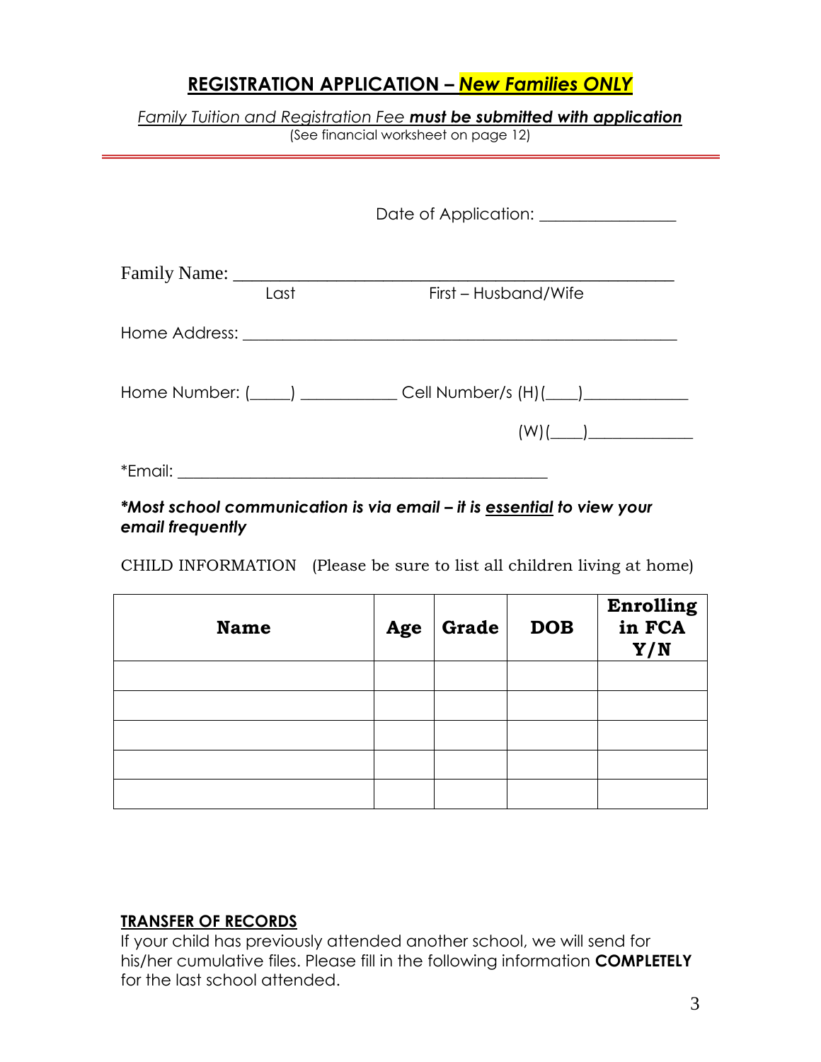## REGISTRATION APPLICATION – *New Families ONLY*

*Family Tuition and Registration Fee **must be submitted with application***
(See financial worksheet on page 12)

---

Date of Application: ________________

Family Name: ____________________________________________________
Last First – Husband/Wife

Home Address: ____________________________________________________

Home Number: (_____) ___________ Cell Number/s (H)(____)____________

(W)(____)_____________

*Email: ____________________________________________

***Most school communication is via email – it is <u>essential</u> to view your email frequently***

CHILD INFORMATION (Please be sure to list all children living at home)

| Name | Age | Grade | DOB | Enrolling in FCA Y/N |
|---|---|---|---|---|
| | | | | |
| | | | | |
| | | | | |
| | | | | |
| | | | | |

**<u>TRANSFER OF RECORDS</u>**

If your child has previously attended another school, we will send for his/her cumulative files. Please fill in the following information **COMPLETELY** for the last school attended.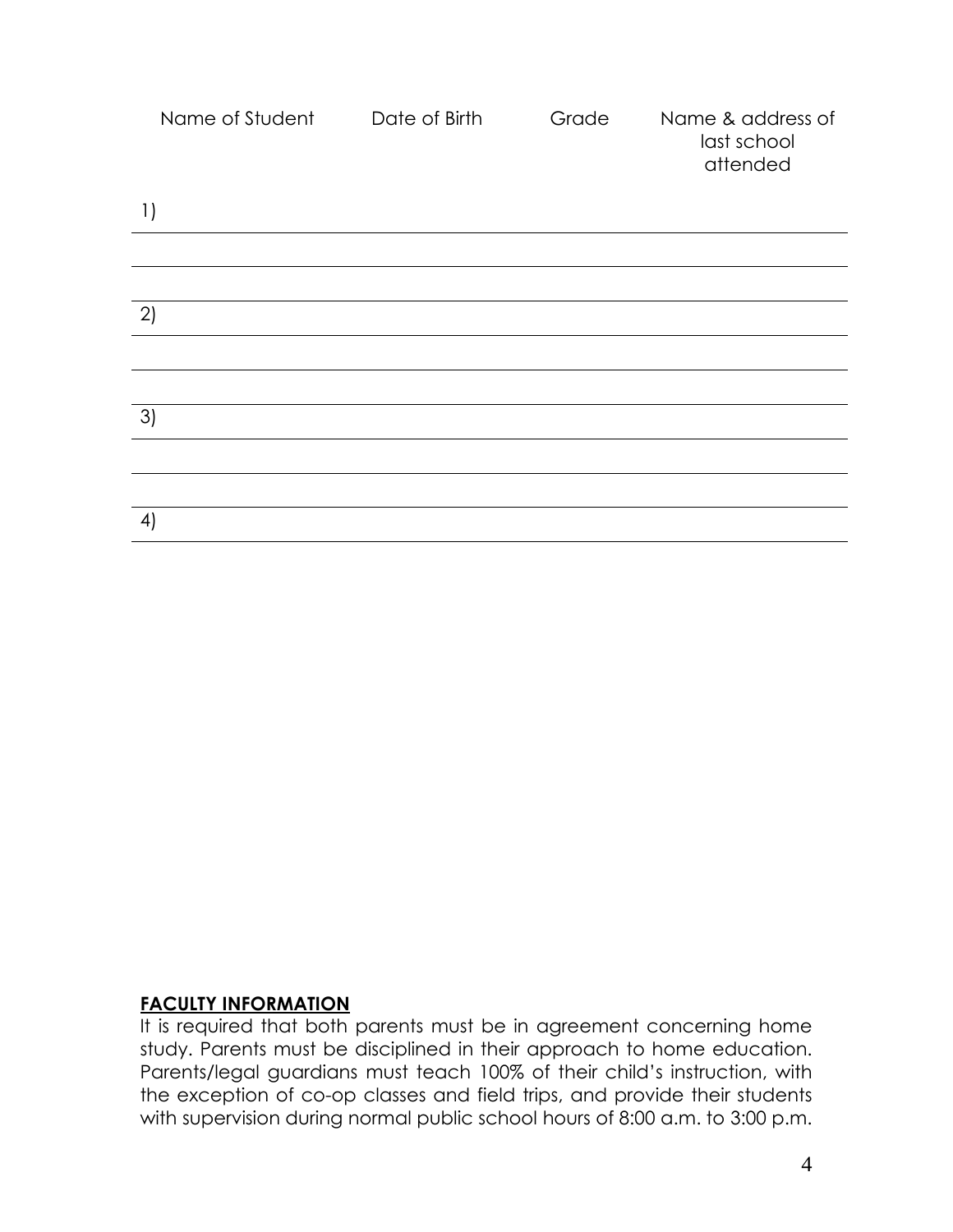| Name of Student | Date of Birth | Grade | Name & address of last school attended |
|---|---|---|---|
| 1) | | | |
| | | | |
| | | | |
| 2) | | | |
| | | | |
| | | | |
| 3) | | | |
| | | | |
| | | | |
| 4) | | | |

**FACULTY INFORMATION**

It is required that both parents must be in agreement concerning home study. Parents must be disciplined in their approach to home education. Parents/legal guardians must teach 100% of their child's instruction, with the exception of co-op classes and field trips, and provide their students with supervision during normal public school hours of 8:00 a.m. to 3:00 p.m.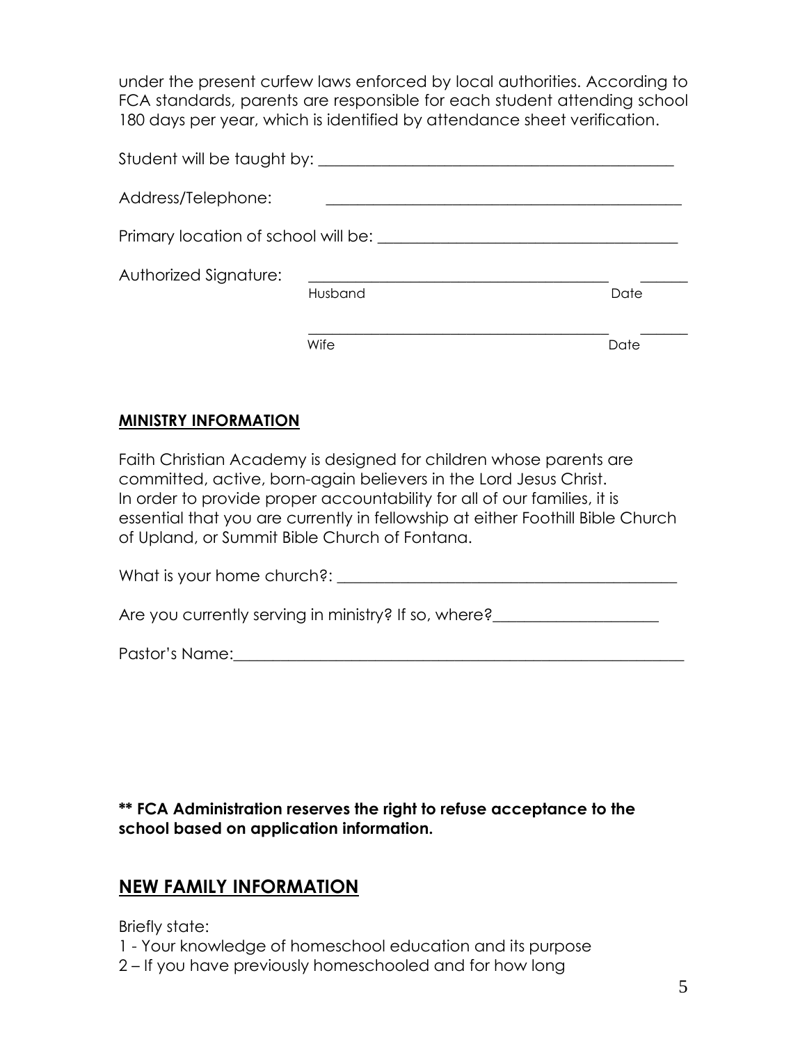under the present curfew laws enforced by local authorities. According to FCA standards, parents are responsible for each student attending school 180 days per year, which is identified by attendance sheet verification.

Student will be taught by: _______________________________________________

Address/Telephone: _______________________________________________

Primary location of school will be: ______________________________________

Authorized Signature: _______________________________________ _______
Husband Date

_______________________________________ _______
Wife Date

**MINISTRY INFORMATION**

Faith Christian Academy is designed for children whose parents are committed, active, born-again believers in the Lord Jesus Christ. In order to provide proper accountability for all of our families, it is essential that you are currently in fellowship at either Foothill Bible Church of Upland, or Summit Bible Church of Fontana.

What is your home church?: ____________________________________________

Are you currently serving in ministry? If so, where?____________________

Pastor's Name:_________________________________________________________

**** FCA Administration reserves the right to refuse acceptance to the school based on application information.**

## NEW FAMILY INFORMATION

Briefly state:

1 - Your knowledge of homeschool education and its purpose

2 – If you have previously homeschooled and for how long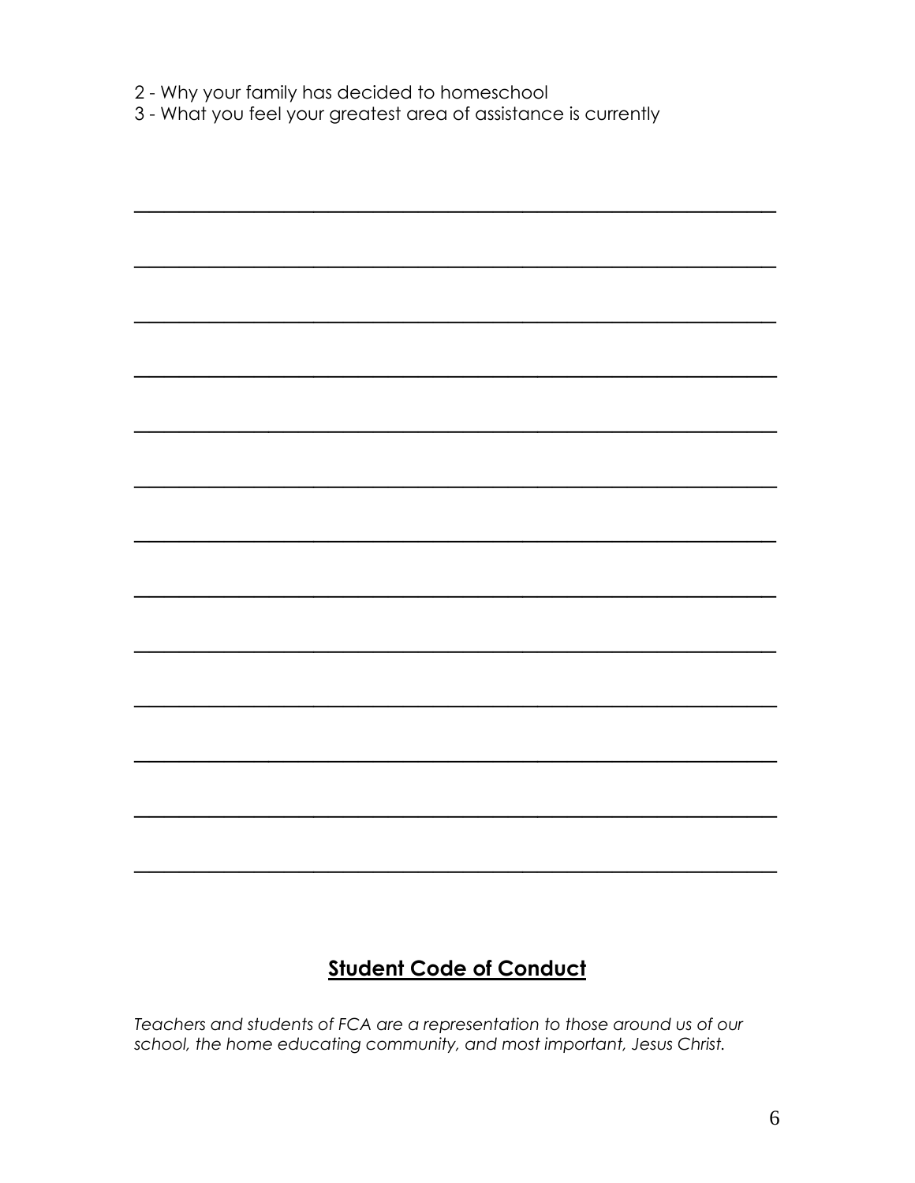2 - Why your family has decided to homeschool
3 - What you feel your greatest area of assistance is currently

______________________________________________________________

______________________________________________________________

______________________________________________________________

______________________________________________________________

______________________________________________________________

______________________________________________________________

______________________________________________________________

______________________________________________________________

______________________________________________________________

______________________________________________________________

______________________________________________________________

______________________________________________________________

______________________________________________________________

## **Student Code of Conduct**

*Teachers and students of FCA are a representation to those around us of our school, the home educating community, and most important, Jesus Christ.*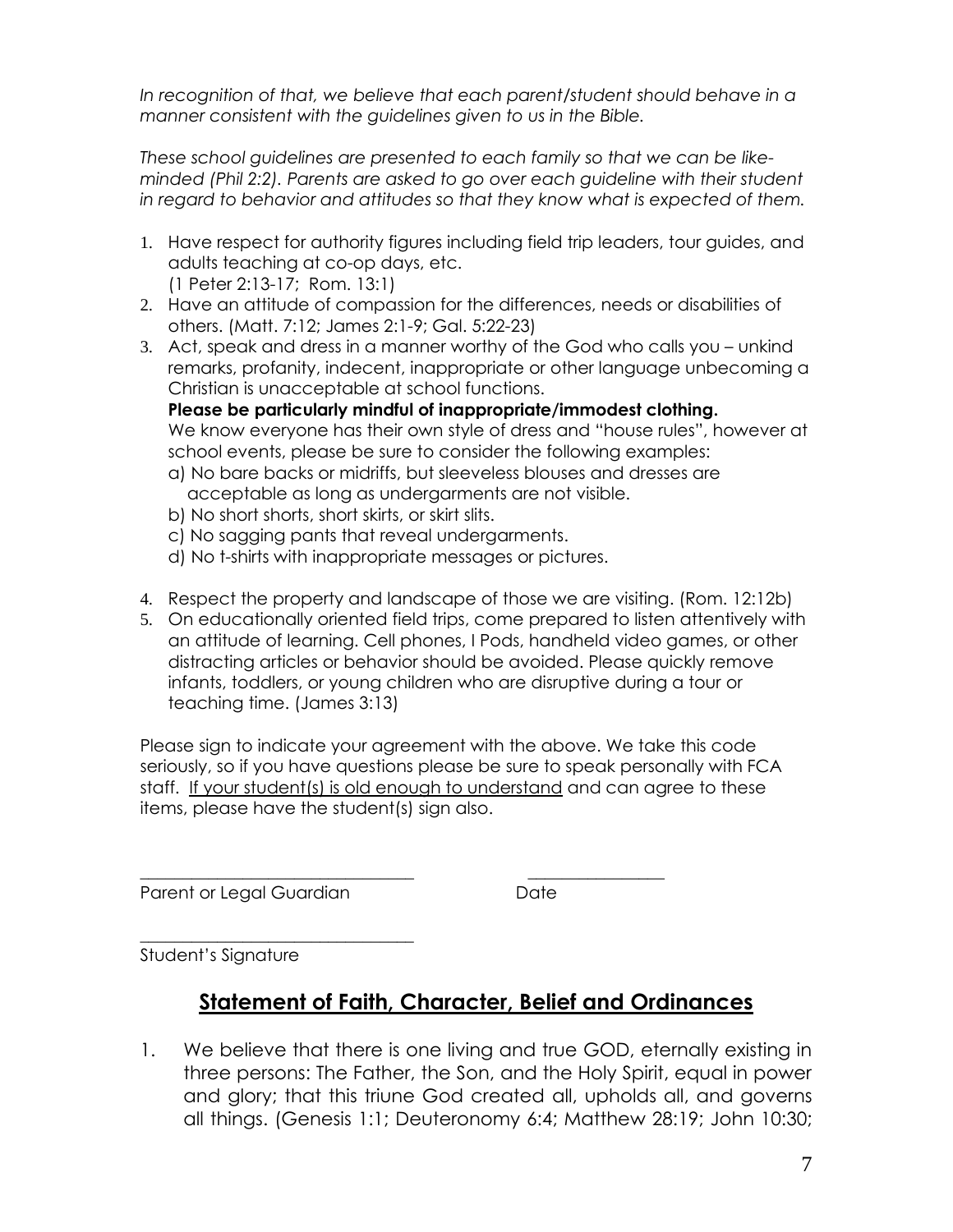*In recognition of that, we believe that each parent/student should behave in a manner consistent with the guidelines given to us in the Bible.*

*These school guidelines are presented to each family so that we can be like-minded (Phil 2:2). Parents are asked to go over each guideline with their student in regard to behavior and attitudes so that they know what is expected of them.*

1. Have respect for authority figures including field trip leaders, tour guides, and adults teaching at co-op days, etc.
   (1 Peter 2:13-17; Rom. 13:1)
2. Have an attitude of compassion for the differences, needs or disabilities of others. (Matt. 7:12; James 2:1-9; Gal. 5:22-23)
3. Act, speak and dress in a manner worthy of the God who calls you – unkind remarks, profanity, indecent, inappropriate or other language unbecoming a Christian is unacceptable at school functions.
   **Please be particularly mindful of inappropriate/immodest clothing.**
   We know everyone has their own style of dress and "house rules", however at school events, please be sure to consider the following examples:
   a) No bare backs or midriffs, but sleeveless blouses and dresses are acceptable as long as undergarments are not visible.
   b) No short shorts, short skirts, or skirt slits.
   c) No sagging pants that reveal undergarments.
   d) No t-shirts with inappropriate messages or pictures.
4. Respect the property and landscape of those we are visiting. (Rom. 12:12b)
5. On educationally oriented field trips, come prepared to listen attentively with an attitude of learning. Cell phones, I Pods, handheld video games, or other distracting articles or behavior should be avoided. Please quickly remove infants, toddlers, or young children who are disruptive during a tour or teaching time. (James 3:13)

Please sign to indicate your agreement with the above. We take this code seriously, so if you have questions please be sure to speak personally with FCA staff. <u>If your student(s) is old enough to understand</u> and can agree to these items, please have the student(s) sign also.

\_\_\_\_\_\_\_\_\_\_\_\_\_\_\_\_\_\_\_\_\_\_\_\_\_\_\_\_\_\_\_ \_\_\_\_\_\_\_\_\_\_\_\_\_\_\_\_
Parent or Legal Guardian Date

\_\_\_\_\_\_\_\_\_\_\_\_\_\_\_\_\_\_\_\_\_\_\_\_\_\_\_\_\_\_\_
Student's Signature

## Statement of Faith, Character, Belief and Ordinances

1. We believe that there is one living and true GOD, eternally existing in three persons: The Father, the Son, and the Holy Spirit, equal in power and glory; that this triune God created all, upholds all, and governs all things. (Genesis 1:1; Deuteronomy 6:4; Matthew 28:19; John 10:30;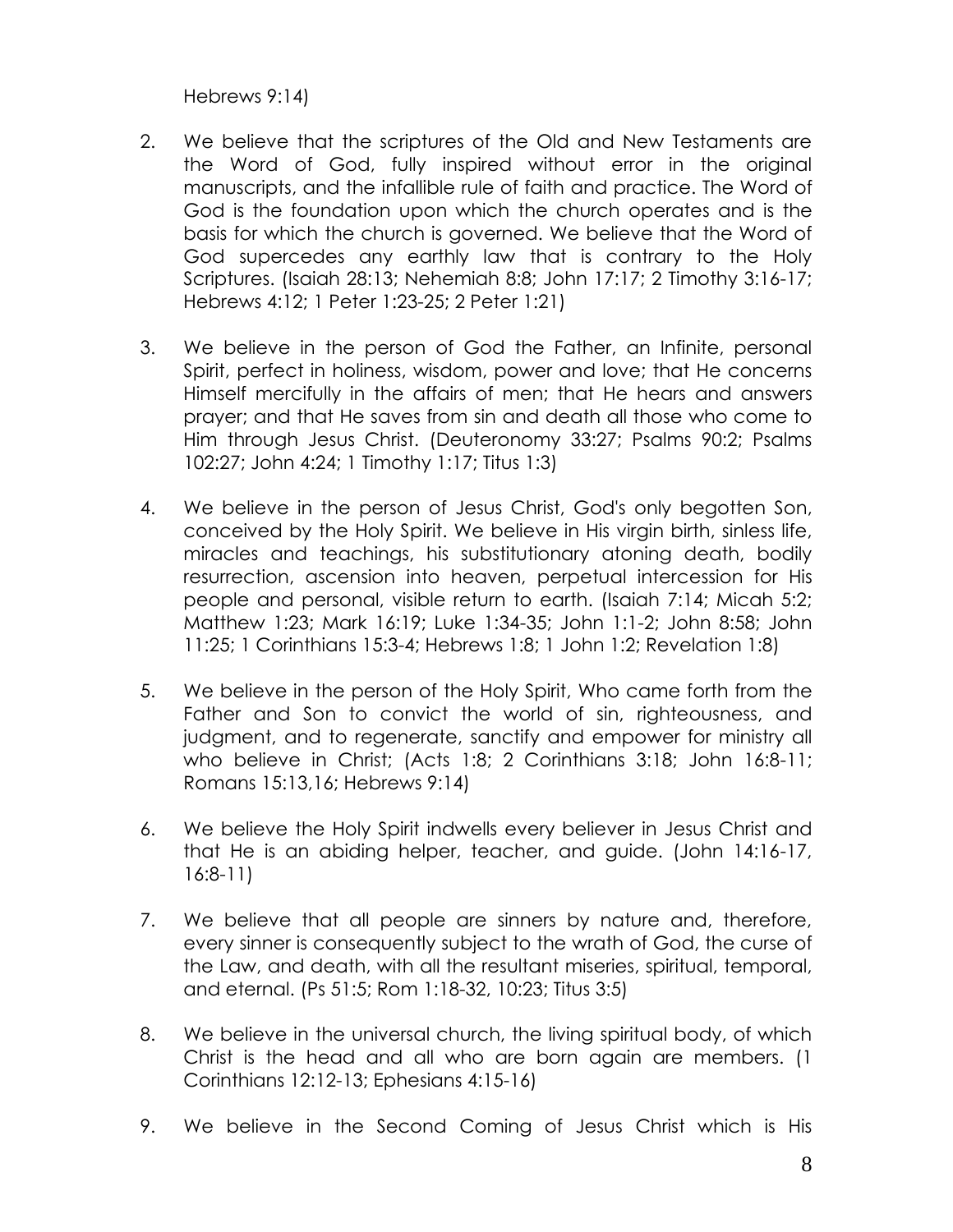Hebrews 9:14)

2. We believe that the scriptures of the Old and New Testaments are the Word of God, fully inspired without error in the original manuscripts, and the infallible rule of faith and practice. The Word of God is the foundation upon which the church operates and is the basis for which the church is governed. We believe that the Word of God supercedes any earthly law that is contrary to the Holy Scriptures. (Isaiah 28:13; Nehemiah 8:8; John 17:17; 2 Timothy 3:16-17; Hebrews 4:12; 1 Peter 1:23-25; 2 Peter 1:21)

3. We believe in the person of God the Father, an Infinite, personal Spirit, perfect in holiness, wisdom, power and love; that He concerns Himself mercifully in the affairs of men; that He hears and answers prayer; and that He saves from sin and death all those who come to Him through Jesus Christ. (Deuteronomy 33:27; Psalms 90:2; Psalms 102:27; John 4:24; 1 Timothy 1:17; Titus 1:3)

4. We believe in the person of Jesus Christ, God's only begotten Son, conceived by the Holy Spirit. We believe in His virgin birth, sinless life, miracles and teachings, his substitutionary atoning death, bodily resurrection, ascension into heaven, perpetual intercession for His people and personal, visible return to earth. (Isaiah 7:14; Micah 5:2; Matthew 1:23; Mark 16:19; Luke 1:34-35; John 1:1-2; John 8:58; John 11:25; 1 Corinthians 15:3-4; Hebrews 1:8; 1 John 1:2; Revelation 1:8)

5. We believe in the person of the Holy Spirit, Who came forth from the Father and Son to convict the world of sin, righteousness, and judgment, and to regenerate, sanctify and empower for ministry all who believe in Christ; (Acts 1:8; 2 Corinthians 3:18; John 16:8-11; Romans 15:13,16; Hebrews 9:14)

6. We believe the Holy Spirit indwells every believer in Jesus Christ and that He is an abiding helper, teacher, and guide. (John 14:16-17, 16:8-11)

7. We believe that all people are sinners by nature and, therefore, every sinner is consequently subject to the wrath of God, the curse of the Law, and death, with all the resultant miseries, spiritual, temporal, and eternal. (Ps 51:5; Rom 1:18-32, 10:23; Titus 3:5)

8. We believe in the universal church, the living spiritual body, of which Christ is the head and all who are born again are members. (1 Corinthians 12:12-13; Ephesians 4:15-16)

9. We believe in the Second Coming of Jesus Christ which is His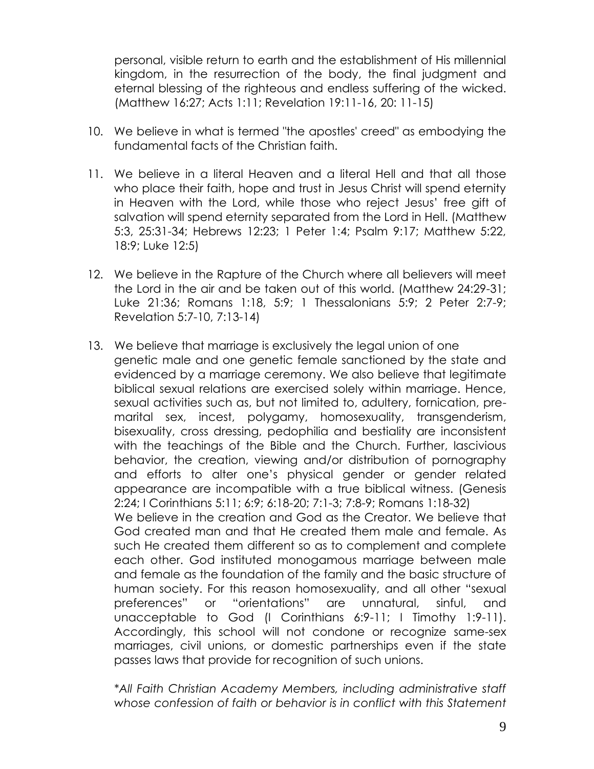personal, visible return to earth and the establishment of His millennial kingdom, in the resurrection of the body, the final judgment and eternal blessing of the righteous and endless suffering of the wicked. (Matthew 16:27; Acts 1:11; Revelation 19:11-16, 20: 11-15)

10. We believe in what is termed "the apostles' creed" as embodying the fundamental facts of the Christian faith.

11. We believe in a literal Heaven and a literal Hell and that all those who place their faith, hope and trust in Jesus Christ will spend eternity in Heaven with the Lord, while those who reject Jesus' free gift of salvation will spend eternity separated from the Lord in Hell. (Matthew 5:3, 25:31-34; Hebrews 12:23; 1 Peter 1:4; Psalm 9:17; Matthew 5:22, 18:9; Luke 12:5)

12. We believe in the Rapture of the Church where all believers will meet the Lord in the air and be taken out of this world. (Matthew 24:29-31; Luke 21:36; Romans 1:18, 5:9; 1 Thessalonians 5:9; 2 Peter 2:7-9; Revelation 5:7-10, 7:13-14)

13. We believe that marriage is exclusively the legal union of one genetic male and one genetic female sanctioned by the state and evidenced by a marriage ceremony. We also believe that legitimate biblical sexual relations are exercised solely within marriage. Hence, sexual activities such as, but not limited to, adultery, fornication, pre-marital sex, incest, polygamy, homosexuality, transgenderism, bisexuality, cross dressing, pedophilia and bestiality are inconsistent with the teachings of the Bible and the Church. Further, lascivious behavior, the creation, viewing and/or distribution of pornography and efforts to alter one's physical gender or gender related appearance are incompatible with a true biblical witness. (Genesis 2:24; I Corinthians 5:11; 6:9; 6:18-20; 7:1-3; 7:8-9; Romans 1:18-32)
    We believe in the creation and God as the Creator. We believe that God created man and that He created them male and female. As such He created them different so as to complement and complete each other. God instituted monogamous marriage between male and female as the foundation of the family and the basic structure of human society. For this reason homosexuality, and all other "sexual preferences" or "orientations" are unnatural, sinful, and unacceptable to God (I Corinthians 6:9-11; I Timothy 1:9-11). Accordingly, this school will not condone or recognize same-sex marriages, civil unions, or domestic partnerships even if the state passes laws that provide for recognition of such unions.

    **All Faith Christian Academy Members, including administrative staff whose confession of faith or behavior is in conflict with this Statement*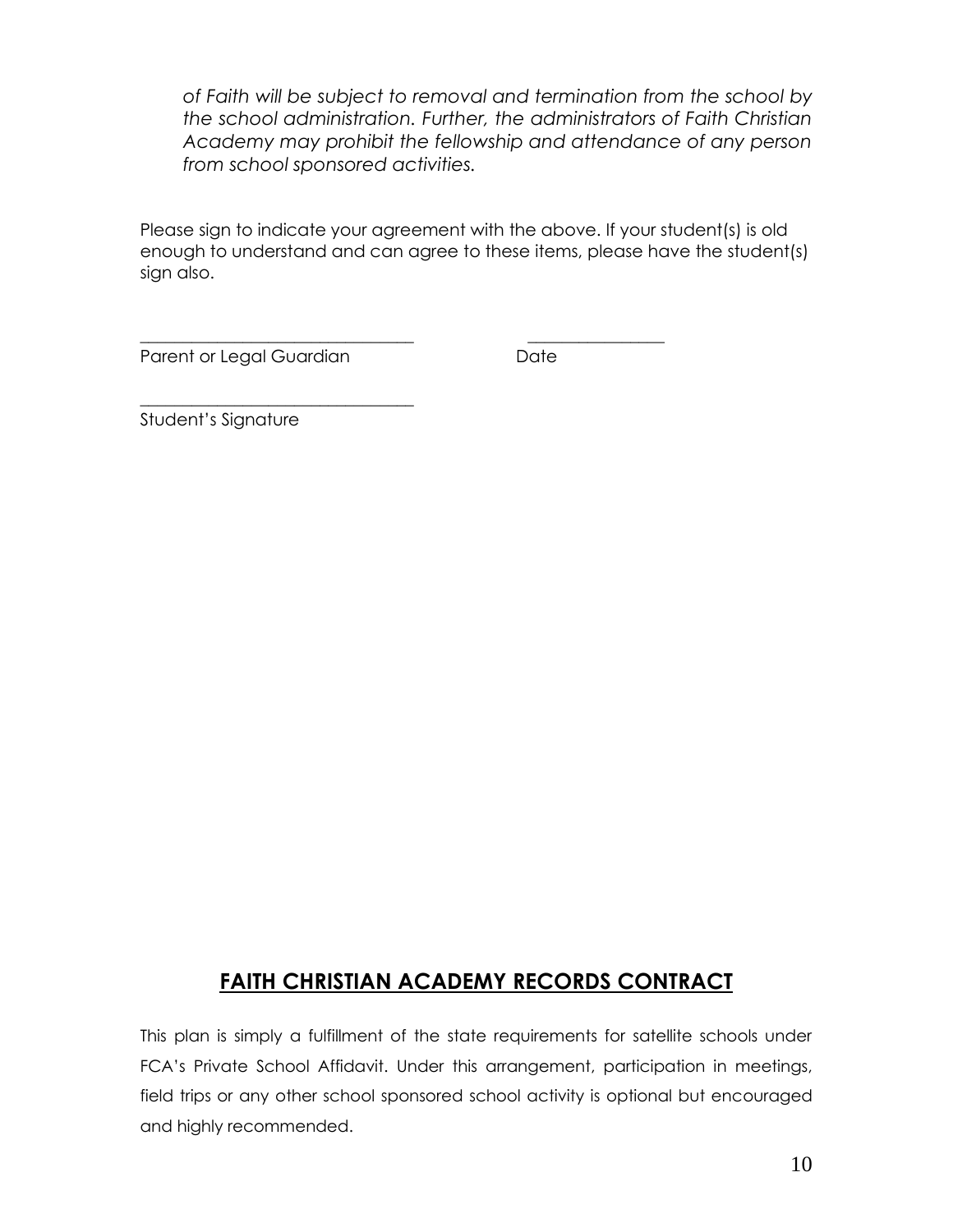*of Faith will be subject to removal and termination from the school by the school administration. Further, the administrators of Faith Christian Academy may prohibit the fellowship and attendance of any person from school sponsored activities.*

Please sign to indicate your agreement with the above. If your student(s) is old enough to understand and can agree to these items, please have the student(s) sign also.

\_\_\_\_\_\_\_\_\_\_\_\_\_\_\_\_\_\_\_\_\_\_\_\_\_\_\_\_\_\_\_\_ \_\_\_\_\_\_\_\_\_\_\_\_\_\_\_\_

Parent or Legal Guardian Date

\_\_\_\_\_\_\_\_\_\_\_\_\_\_\_\_\_\_\_\_\_\_\_\_\_\_\_\_\_\_\_\_

Student's Signature

## FAITH CHRISTIAN ACADEMY RECORDS CONTRACT

This plan is simply a fulfillment of the state requirements for satellite schools under FCA's Private School Affidavit. Under this arrangement, participation in meetings, field trips or any other school sponsored school activity is optional but encouraged and highly recommended.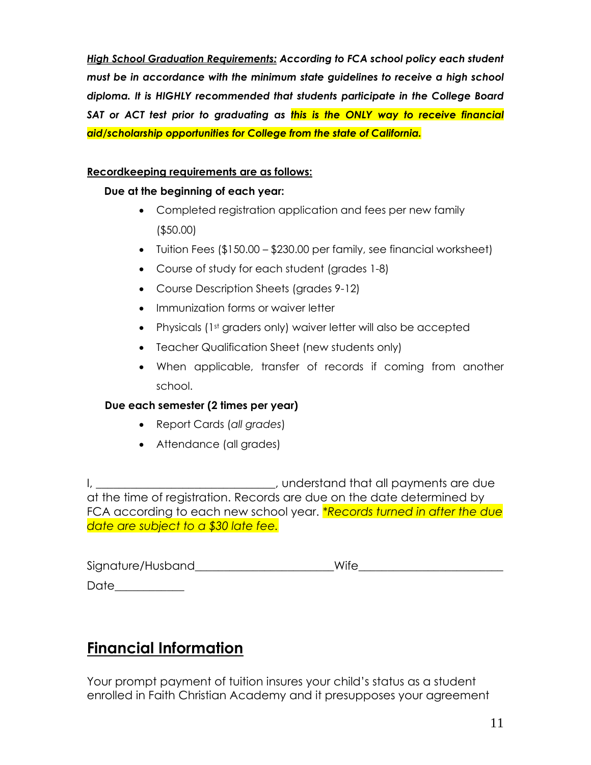***<u>High School Graduation Requirements:</u>* According to FCA school policy each student must be in accordance with the minimum state guidelines to receive a high school diploma. It is HIGHLY recommended that students participate in the College Board SAT or ACT test prior to graduating as this is the ONLY way to receive financial aid/scholarship opportunities for College from the state of California.**

**<u>Recordkeeping requirements are as follows:</u>**

**Due at the beginning of each year:**

- Completed registration application and fees per new family ($50.00)
- Tuition Fees ($150.00 – $230.00 per family, see financial worksheet)
- Course of study for each student (grades 1-8)
- Course Description Sheets (grades 9-12)
- Immunization forms or waiver letter
- Physicals (1st graders only) waiver letter will also be accepted
- Teacher Qualification Sheet (new students only)
- When applicable, transfer of records if coming from another school.

**Due each semester (2 times per year)**

- Report Cards (*all grades*)
- Attendance (all grades)

I, _______________________________, understand that all payments are due at the time of registration. Records are due on the date determined by FCA according to each new school year. *\*Records turned in after the due date are subject to a $30 late fee.*

Signature/Husband________________________Wife_________________________

Date____________

## <u>Financial Information</u>

Your prompt payment of tuition insures your child's status as a student enrolled in Faith Christian Academy and it presupposes your agreement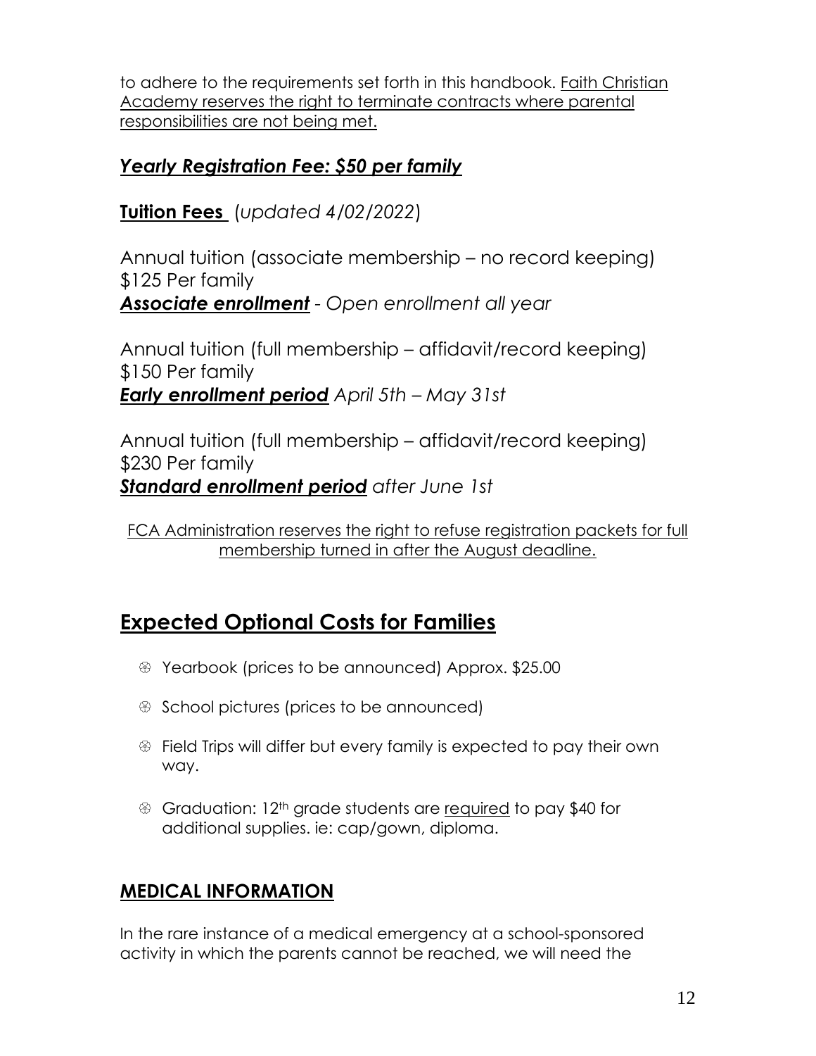to adhere to the requirements set forth in this handbook. Faith Christian Academy reserves the right to terminate contracts where parental responsibilities are not being met.

### ***Yearly Registration Fee: $50 per family***

### **Tuition Fees** (*updated 4/02/2022*)

Annual tuition (associate membership – no record keeping) $125 Per family
***Associate enrollment*** - *Open enrollment all year*

Annual tuition (full membership – affidavit/record keeping) $150 Per family
***Early enrollment period*** *April 5th – May 31st*

Annual tuition (full membership – affidavit/record keeping) $230 Per family
***Standard enrollment period*** *after June 1st*

FCA Administration reserves the right to refuse registration packets for full membership turned in after the August deadline.

## **Expected Optional Costs for Families**

- Yearbook (prices to be announced) Approx. $25.00
- School pictures (prices to be announced)
- Field Trips will differ but every family is expected to pay their own way.
- Graduation: 12th grade students are required to pay $40 for additional supplies. ie: cap/gown, diploma.

### **MEDICAL INFORMATION**

In the rare instance of a medical emergency at a school-sponsored activity in which the parents cannot be reached, we will need the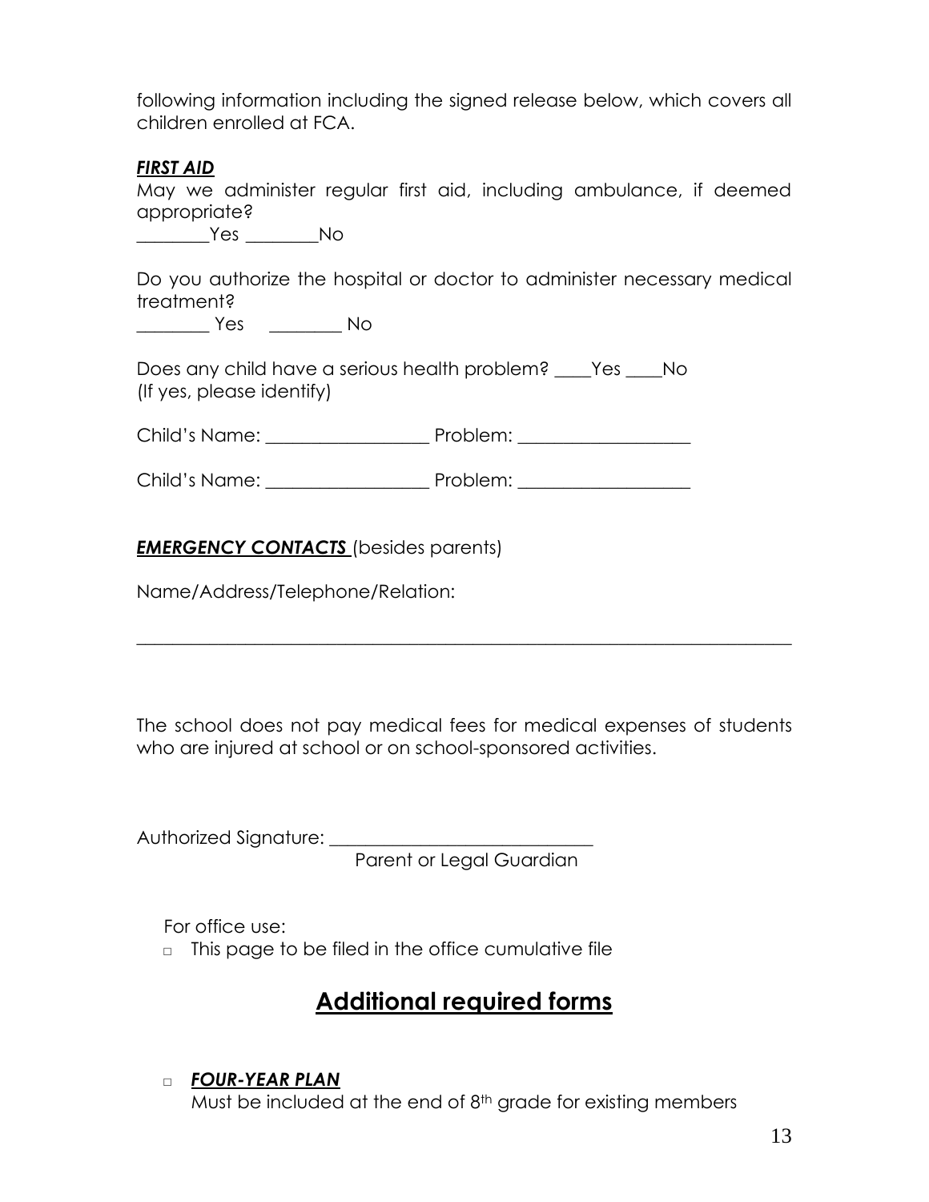following information including the signed release below, which covers all children enrolled at FCA.

***FIRST AID***

May we administer regular first aid, including ambulance, if deemed appropriate?

________Yes ________No

Do you authorize the hospital or doctor to administer necessary medical treatment?

________ Yes ________ No

Does any child have a serious health problem? ____Yes ____No
(If yes, please identify)

Child's Name: __________________ Problem: ___________________

Child's Name: __________________ Problem: ___________________

***EMERGENCY CONTACTS*** (besides parents)

Name/Address/Telephone/Relation:

_____________________________________________________________________________

The school does not pay medical fees for medical expenses of students who are injured at school or on school-sponsored activities.

Authorized Signature: _____________________________
Parent or Legal Guardian

For office use:

- □ This page to be filed in the office cumulative file

## Additional required forms

- □ ***FOUR-YEAR PLAN***
  Must be included at the end of 8th grade for existing members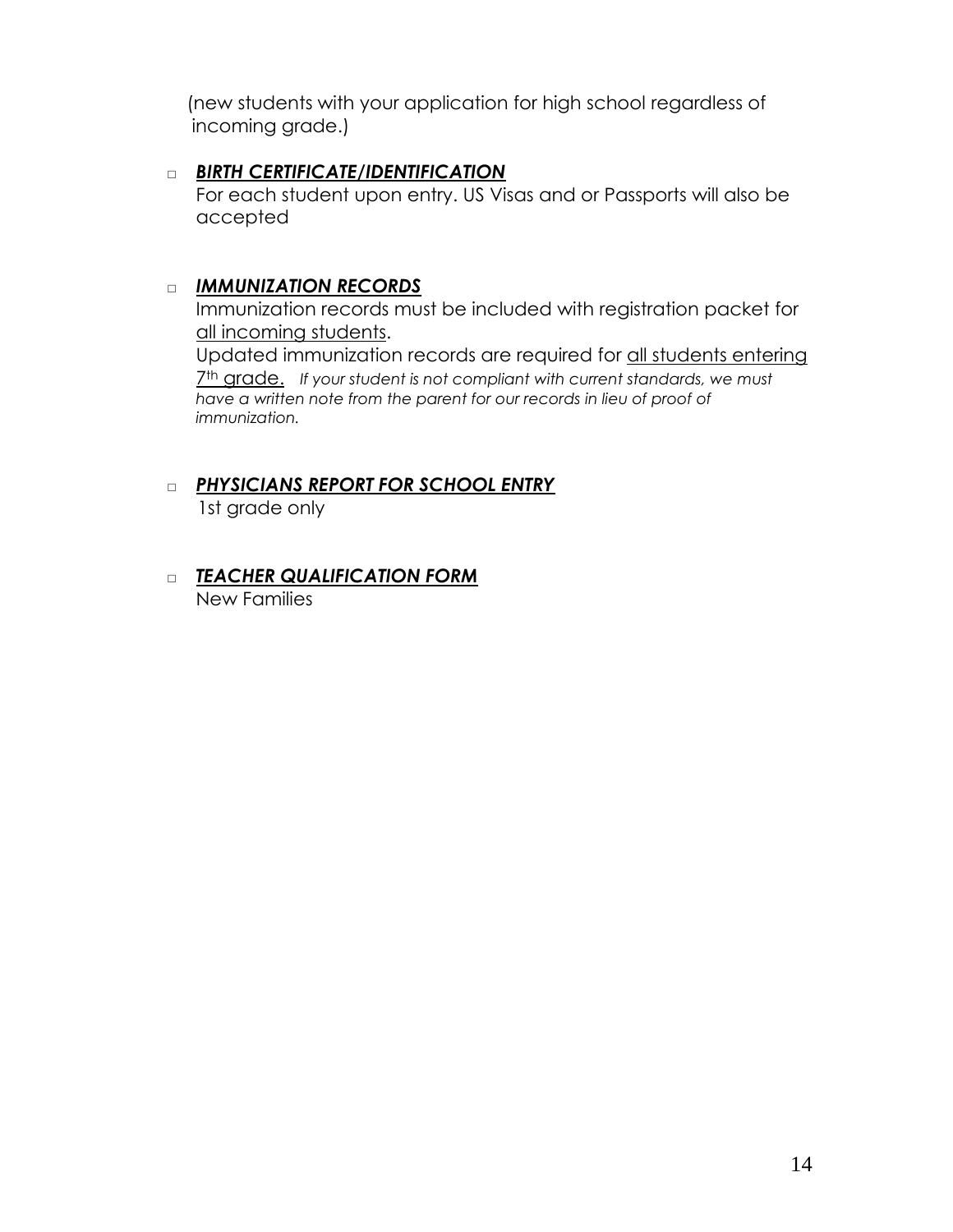(new students with your application for high school regardless of incoming grade.)

- ***BIRTH CERTIFICATE/IDENTIFICATION***
  For each student upon entry. US Visas and or Passports will also be accepted

- ***IMMUNIZATION RECORDS***
  Immunization records must be included with registration packet for all incoming students.
  Updated immunization records are required for all students entering 7th grade. *If your student is not compliant with current standards, we must have a written note from the parent for our records in lieu of proof of immunization.*

- ***PHYSICIANS REPORT FOR SCHOOL ENTRY***
  1st grade only

- ***TEACHER QUALIFICATION FORM***
  New Families